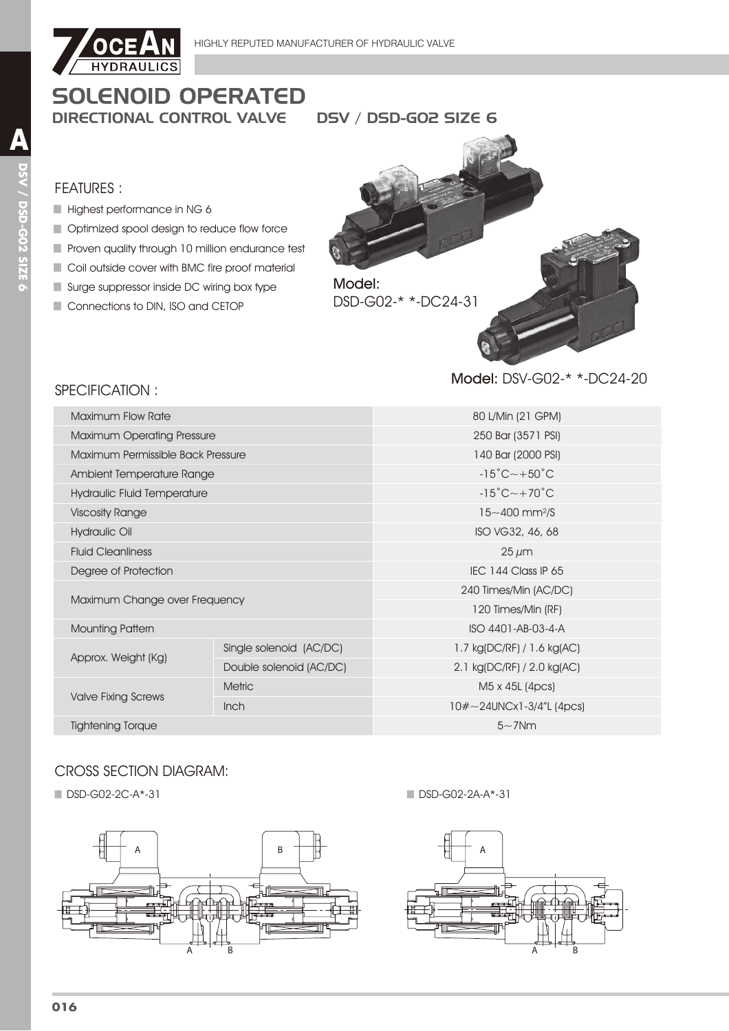# SOLENOID OPERATED

## DIRECTIONAL CONTROL VALVE DSV / DSD-G02 SIZE 6

### FEATURES :

- Highest performance in NG 6
- Optimized spool design to reduce flow force
- Proven quality through 10 million endurance test
- Coil outside cover with BMC fire proof material
- Surge suppressor inside DC wiring box type
- Connections to DIN, ISO and CETOP

**Model:** DSD-G02-* *-DC24-31

**Model:** DSV-G02-* *-DC24-20

### SPECIFICATION :

| Item | | Value |
|---|---|---|
| Maximum Flow Rate | | 80 L/Min (21 GPM) |
| Maximum Operating Pressure | | 250 Bar (3571 PSI) |
| Maximum Permissible Back Pressure | | 140 Bar (2000 PSI) |
| Ambient Temperature Range | | -15˚C～+50˚C |
| Hydraulic Fluid Temperature | | -15˚C～+70˚C |
| Viscosity Range | | 15～400 $mm^2/S$ |
| Hydraulic Oil | | ISO VG32, 46, 68 |
| Fluid Cleanliness | | 25 $\mu m$ |
| Degree of Protection | | IEC 144 Class IP 65 |
| Maximum Change over Frequency | | 240 Times/Min (AC/DC) |
| | | 120 Times/Min (RF) |
| Mounting Pattern | | ISO 4401-AB-03-4-A |
| Approx. Weight (Kg) | Single solenoid (AC/DC) | 1.7 kg(DC/RF) / 1.6 kg(AC) |
| | Double solenoid (AC/DC) | 2.1 kg(DC/RF) / 2.0 kg(AC) |
| Valve Fixing Screws | Metric | M5 x 45L (4pcs) |
| | Inch | 10#～24UNCx1-3/4"L (4pcs) |
| Tightening Torque | | 5～7Nm |

### CROSS SECTION DIAGRAM:

- DSD-G02-2C-A*-31
- DSD-G02-2A-A*-31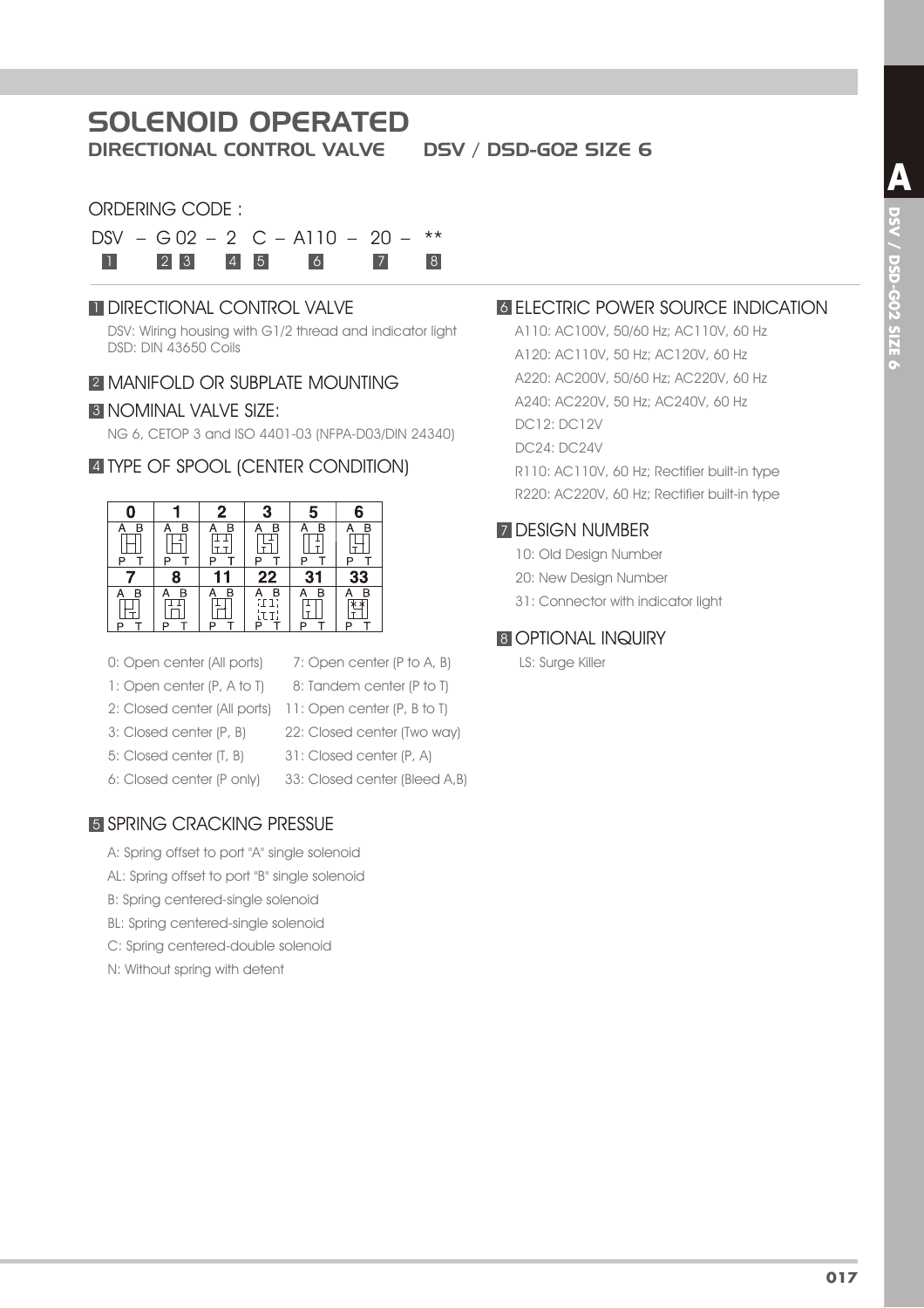# SOLENOID OPERATED

## DIRECTIONAL CONTROL VALVE DSV / DSD-G02 SIZE 6

ORDERING CODE :

DSV – G 02 – 2 C – A110 – 20 – **

1 2 3 4 5 6 7 8

### 1 DIRECTIONAL CONTROL VALVE

DSV: Wiring housing with G1/2 thread and indicator light
DSD: DIN 43650 Coils

### 2 MANIFOLD OR SUBPLATE MOUNTING

### 3 NOMINAL VALVE SIZE:

NG 6, CETOP 3 and ISO 4401-03 (NFPA-D03/DIN 24340)

### 4 TYPE OF SPOOL (CENTER CONDITION)

| 0 | 1 | 2 | 3 | 5 | 6 |
|---|---|---|---|---|---|
| 7 | 8 | 11 | 22 | 31 | 33 |

0: Open center (All ports)
1: Open center (P, A to T)
2: Closed center (All ports)
3: Closed center (P, B)
5: Closed center (T, B)
6: Closed center (P only)
7: Open center (P to A, B)
8: Tandem center (P to T)
11: Open center (P, B to T)
22: Closed center (Two way)
31: Closed center (P, A)
33: Closed center (Bleed A,B)

### 5 SPRING CRACKING PRESSUE

A: Spring offset to port "A" single solenoid
AL: Spring offset to port "B" single solenoid
B: Spring centered-single solenoid
BL: Spring centered-single solenoid
C: Spring centered-double solenoid
N: Without spring with detent

### 6 ELECTRIC POWER SOURCE INDICATION

A110: AC100V, 50/60 Hz; AC110V, 60 Hz
A120: AC110V, 50 Hz; AC120V, 60 Hz
A220: AC200V, 50/60 Hz; AC220V, 60 Hz
A240: AC220V, 50 Hz; AC240V, 60 Hz
DC12: DC12V
DC24: DC24V
R110: AC110V, 60 Hz; Rectifier built-in type
R220: AC220V, 60 Hz; Rectifier built-in type

### 7 DESIGN NUMBER

10: Old Design Number
20: New Design Number
31: Connector with indicator light

### 8 OPTIONAL INQUIRY

LS: Surge Killer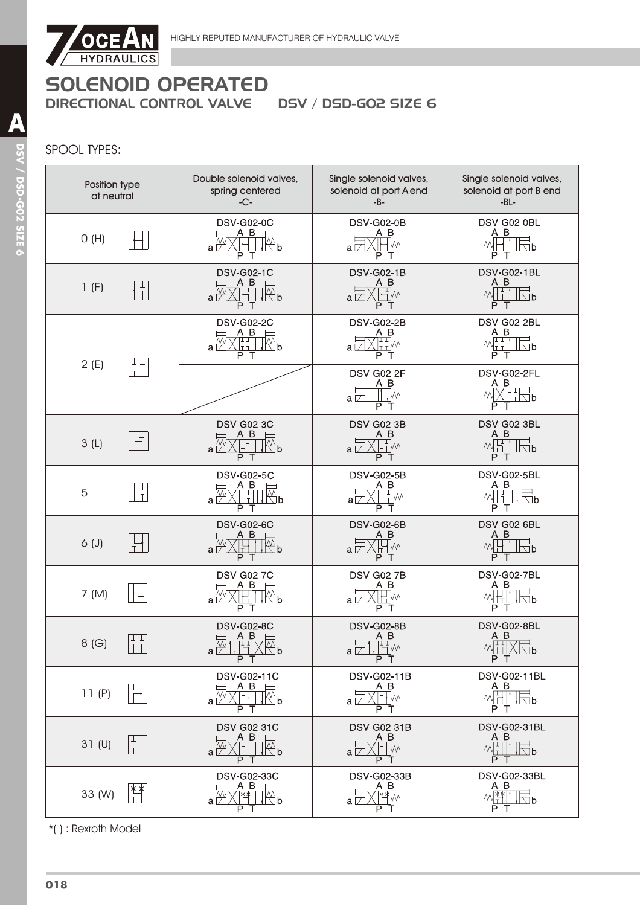# SOLENOID OPERATED

## DIRECTIONAL CONTROL VALVE DSV / DSD-G02 SIZE 6

SPOOL TYPES:

| Position type at neutral | Double solenoid valves, spring centered -C- | Single solenoid valves, solenoid at port A end -B- | Single solenoid valves, solenoid at port B end -BL- |
|---|---|---|---|
| 0 (H) | DSV-G02-0C | DSV-G02-0B | DSV-G02-0BL |
| 1 (F) | DSV-G02-1C | DSV-G02-1B | DSV-G02-1BL |
| 2 (E) | DSV-G02-2C | DSV-G02-2B | DSV-G02-2BL |
| | | DSV-G02-2F | DSV-G02-2FL |
| 3 (L) | DSV-G02-3C | DSV-G02-3B | DSV-G02-3BL |
| 5 | DSV-G02-5C | DSV-G02-5B | DSV-G02-5BL |
| 6 (J) | DSV-G02-6C | DSV-G02-6B | DSV-G02-6BL |
| 7 (M) | DSV-G02-7C | DSV-G02-7B | DSV-G02-7BL |
| 8 (G) | DSV-G02-8C | DSV-G02-8B | DSV-G02-8BL |
| 11 (P) | DSV-G02-11C | DSV-G02-11B | DSV-G02-11BL |
| 31 (U) | DSV-G02-31C | DSV-G02-31B | DSV-G02-31BL |
| 33 (W) | DSV-G02-33C | DSV-G02-33B | DSV-G02-33BL |

*( ) : Rexroth Model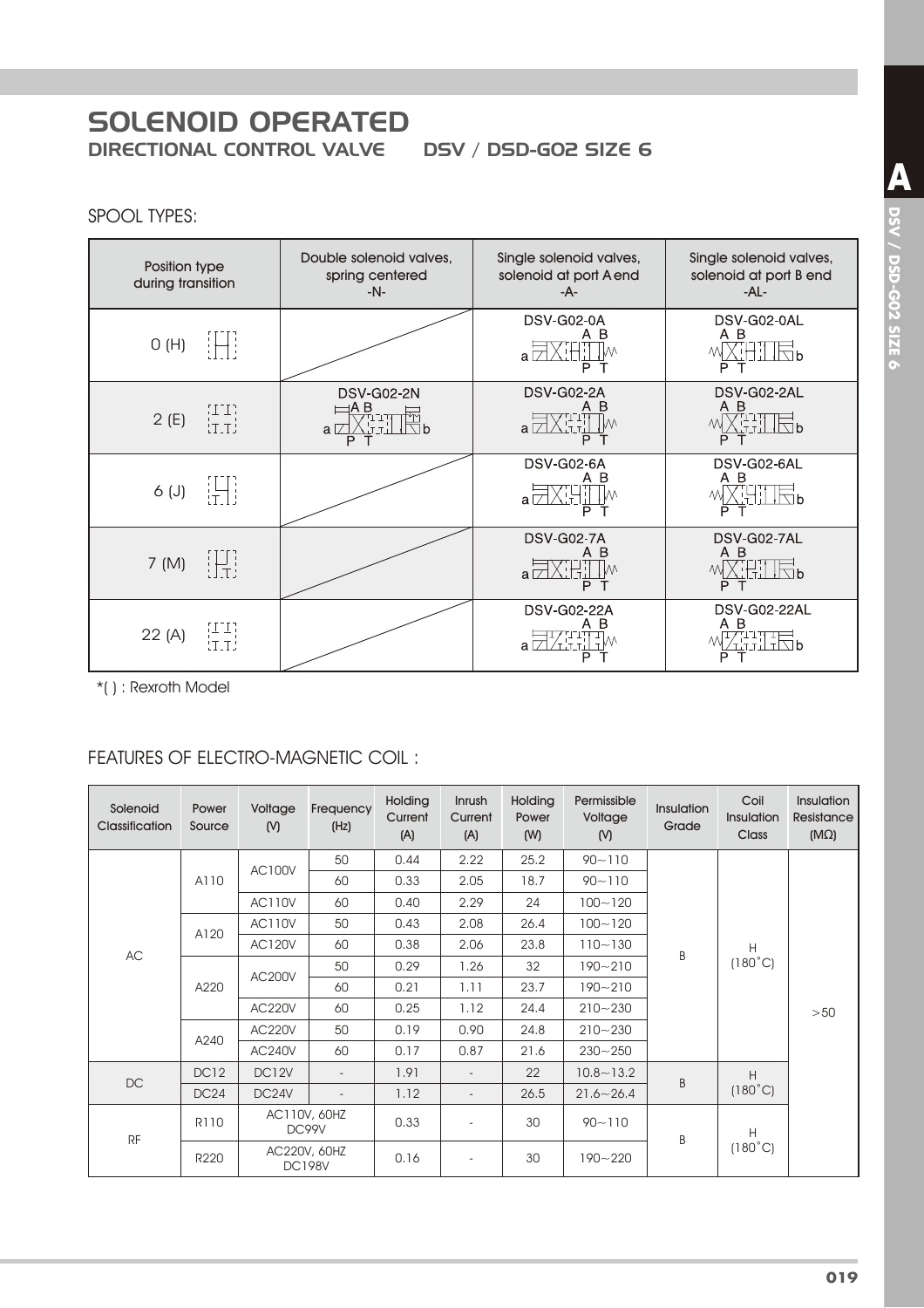# SOLENOID OPERATED

## DIRECTIONAL CONTROL VALVE DSV / DSD-G02 SIZE 6

### SPOOL TYPES:

| Position type during transition | Double solenoid valves, spring centered -N- | Single solenoid valves, solenoid at port A end -A- | Single solenoid valves, solenoid at port B end -AL- |
|---|---|---|---|
| 0 (H) | | DSV-G02-0A | DSV-G02-0AL |
| 2 (E) | DSV-G02-2N | DSV-G02-2A | DSV-G02-2AL |
| 6 (J) | | DSV-G02-6A | DSV-G02-6AL |
| 7 (M) | | DSV-G02-7A | DSV-G02-7AL |
| 22 (A) | | DSV-G02-22A | DSV-G02-22AL |

*( ) : Rexroth Model

### FEATURES OF ELECTRO-MAGNETIC COIL :

| Solenoid Classification | Power Source | Voltage (V) | Frequency (Hz) | Holding Current (A) | Inrush Current (A) | Holding Power (W) | Permissible Voltage (V) | Insulation Grade | Coil Insulation Class | Insulation Resistance (MΩ) |
|---|---|---|---|---|---|---|---|---|---|---|
| AC | A110 | AC100V | 50 | 0.44 | 2.22 | 25.2 | 90~110 | B | H (180˚C) | >50 |
| | | | 60 | 0.33 | 2.05 | 18.7 | 90~110 | | | |
| | | AC110V | 60 | 0.40 | 2.29 | 24 | 100~120 | | | |
| | A120 | AC110V | 50 | 0.43 | 2.08 | 26.4 | 100~120 | | | |
| | | AC120V | 60 | 0.38 | 2.06 | 23.8 | 110~130 | | | |
| | A220 | AC200V | 50 | 0.29 | 1.26 | 32 | 190~210 | | | |
| | | | 60 | 0.21 | 1.11 | 23.7 | 190~210 | | | |
| | | AC220V | 60 | 0.25 | 1.12 | 24.4 | 210~230 | | | |
| | A240 | AC220V | 50 | 0.19 | 0.90 | 24.8 | 210~230 | | | |
| | | AC240V | 60 | 0.17 | 0.87 | 21.6 | 230~250 | | | |
| DC | DC12 | DC12V | - | 1.91 | - | 22 | 10.8~13.2 | B | H (180˚C) | |
| | DC24 | DC24V | - | 1.12 | - | 26.5 | 21.6~26.4 | | | |
| RF | R110 | AC110V, 60HZ DC99V | | 0.33 | - | 30 | 90~110 | B | H (180˚C) | |
| | R220 | AC220V, 60HZ DC198V | | 0.16 | - | 30 | 190~220 | | | |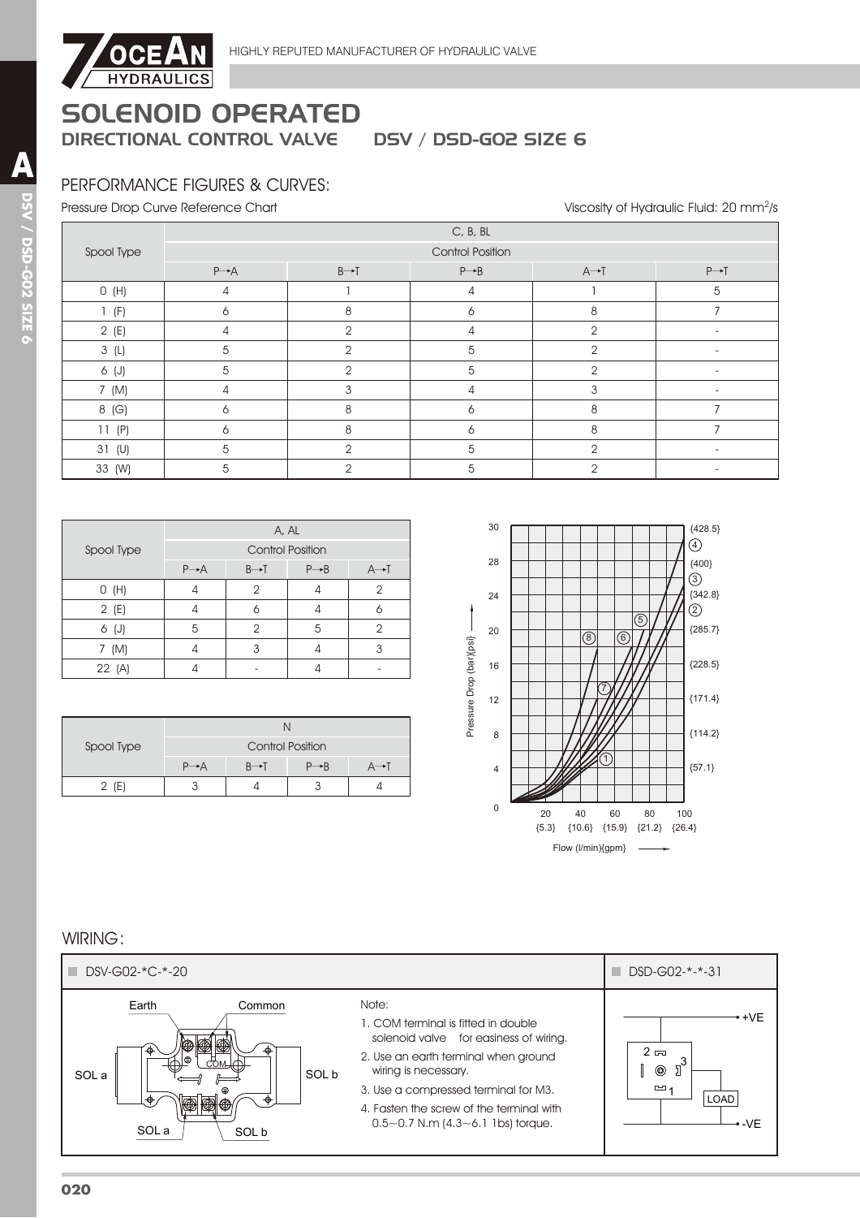# SOLENOID OPERATED

## DIRECTIONAL CONTROL VALVE    DSV / DSD-G02 SIZE 6

### PERFORMANCE FIGURES & CURVES:

Pressure Drop Curve Reference Chart

Viscosity of Hydraulic Fluid: 20 mm$^2$/s

| Spool Type | C, B, BL | | | | |
|---|---|---|---|---|---|
| | Control Position | | | | |
| | P→A | B→T | P→B | A→T | P→T |
| 0 (H) | 4 | 1 | 4 | 1 | 5 |
| 1 (F) | 6 | 8 | 6 | 8 | 7 |
| 2 (E) | 4 | 2 | 4 | 2 | - |
| 3 (L) | 5 | 2 | 5 | 2 | - |
| 6 (J) | 5 | 2 | 5 | 2 | - |
| 7 (M) | 4 | 3 | 4 | 3 | - |
| 8 (G) | 6 | 8 | 6 | 8 | 7 |
| 11 (P) | 6 | 8 | 6 | 8 | 7 |
| 31 (U) | 5 | 2 | 5 | 2 | - |
| 33 (W) | 5 | 2 | 5 | 2 | - |

| Spool Type | A, AL | | | |
|---|---|---|---|---|
| | Control Position | | | |
| | P→A | B→T | P→B | A→T |
| 0 (H) | 4 | 2 | 4 | 2 |
| 2 (E) | 4 | 6 | 4 | 6 |
| 6 (J) | 5 | 2 | 5 | 2 |
| 7 (M) | 4 | 3 | 4 | 3 |
| 22 (A) | 4 | - | 4 | - |

| Spool Type | N | | | |
|---|---|---|---|---|
| | Control Position | | | |
| | P→A | B→T | P→B | A→T |
| 2 (E) | 3 | 4 | 3 | 4 |

Pressure Drop (bar){psi}: 0, 4 {57.1}, 8 {114.2}, 12 {171.4}, 16 {228.5}, 20 {285.7}, 24 {342.8}, 28 {400}, 30 {428.5}

Flow (l/min){gpm}: 20 {5.3}, 40 {10.6}, 60 {15.9}, 80 {21.2}, 100 {26.4}

Curves: ① ② ③ ④ ⑤ ⑥ ⑦ ⑧

### WIRING:

**DSV-G02-*C-*-20**

Earth, Common, COM, SOL a, SOL b

Note:

1. COM terminal is fitted in double solenoid valve for easiness of wiring.
2. Use an earth terminal when ground wiring is necessary.
3. Use a compressed terminal for M3.
4. Fasten the screw of the terminal with 0.5~0.7 N.m (4.3~6.1 1bs) torque.

**DSD-G02-*-*-31**

+VE, 2, 3, 1, LOAD, -VE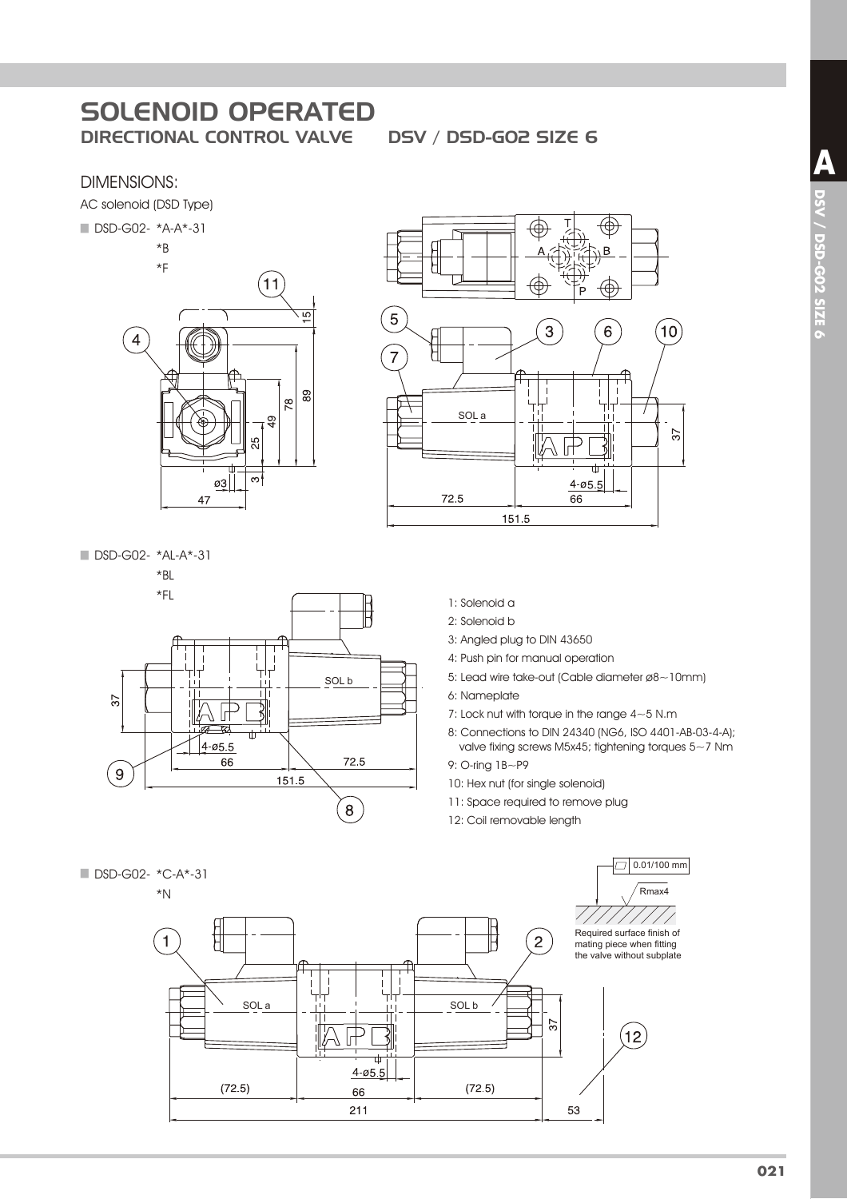# SOLENOID OPERATED

## DIRECTIONAL CONTROL VALVE DSV / DSD-G02 SIZE 6

### DIMENSIONS:

AC solenoid (DSD Type)

■ DSD-G02- *A-A*-31
*B
*F

■ DSD-G02- *AL-A*-31
*BL
*FL

1: Solenoid a
2: Solenoid b
3: Angled plug to DIN 43650
4: Push pin for manual operation
5: Lead wire take-out (Cable diameter ø8~10mm)
6: Nameplate
7: Lock nut with torque in the range 4~5 N.m
8: Connections to DIN 24340 (NG6, ISO 4401-AB-03-4-A); valve fixing screws M5x45; tightening torques 5~7 Nm
9: O-ring 1B~P9
10: Hex nut (for single solenoid)
11: Space required to remove plug
12: Coil removable length

■ DSD-G02- *C-A*-31
*N

0.01/100 mm
Rmax4

Required surface finish of mating piece when fitting the valve without subplate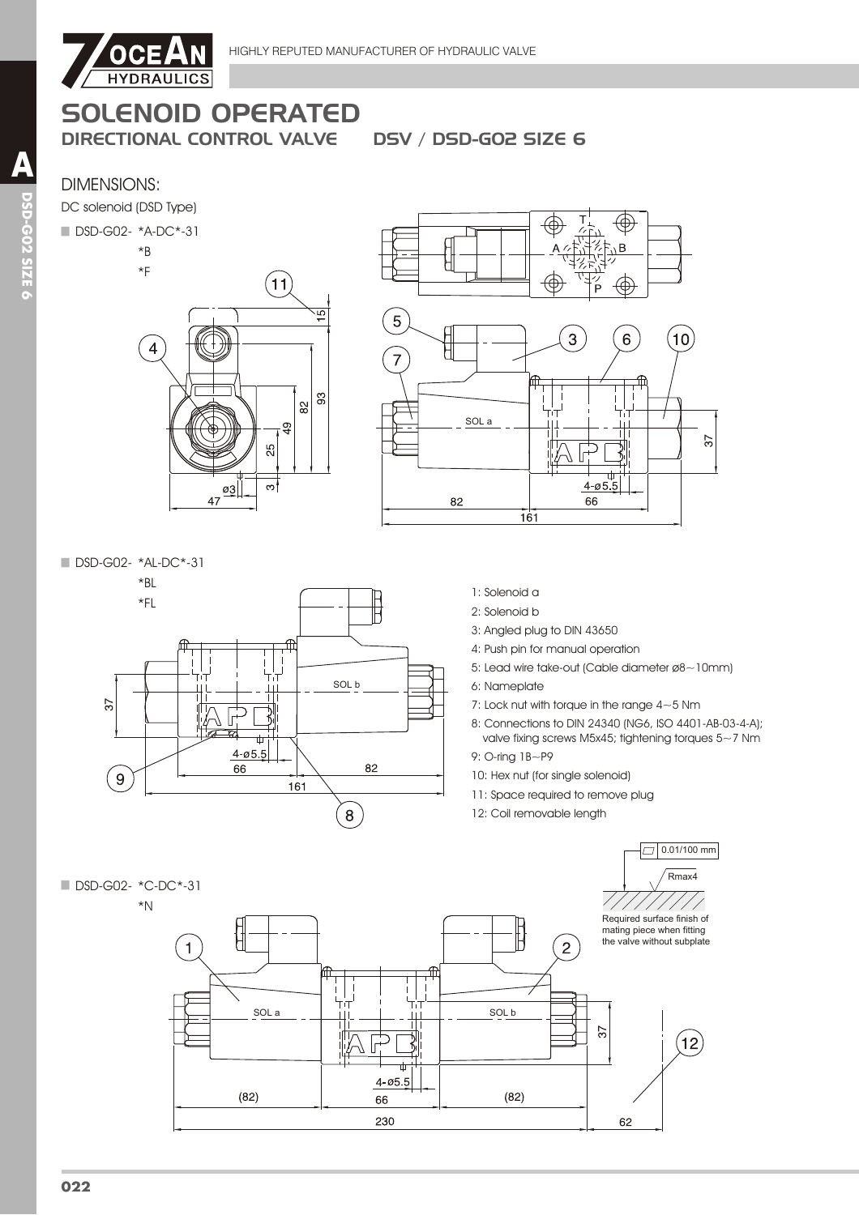# SOLENOID OPERATED

## DIRECTIONAL CONTROL VALVE DSV / DSD-G02 SIZE 6

### DIMENSIONS:

DC solenoid (DSD Type)

- DSD-G02- *A-DC*-31
  *B
  *F

- DSD-G02- *AL-DC*-31
  *BL
  *FL

1: Solenoid a
2: Solenoid b
3: Angled plug to DIN 43650
4: Push pin for manual operation
5: Lead wire take-out (Cable diameter ø8~10mm)
6: Nameplate
7: Lock nut with torque in the range 4~5 Nm
8: Connections to DIN 24340 (NG6, ISO 4401-AB-03-4-A); valve fixing screws M5x45; tightening torques 5~7 Nm
9: O-ring 1B~P9
10: Hex nut (for single solenoid)
11: Space required to remove plug
12: Coil removable length

- DSD-G02- *C-DC*-31
  *N

Required surface finish of mating piece when fitting the valve without subplate (0.01/100 mm, Rmax4)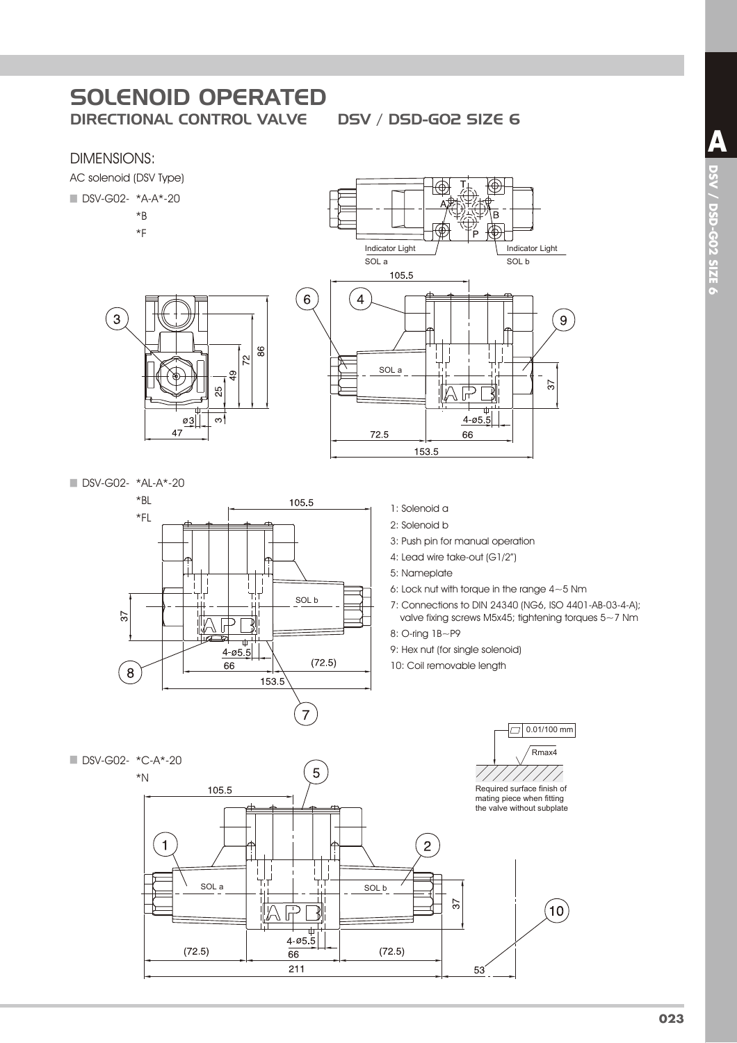# SOLENOID OPERATED

## DIRECTIONAL CONTROL VALVE DSV / DSD-G02 SIZE 6

### DIMENSIONS:

AC solenoid (DSV Type)

- DSV-G02- *A-A*-20
  *B
  *F

Indicator Light SOL a

Indicator Light SOL b

- DSV-G02- *AL-A*-20
  *BL
  *FL

1: Solenoid a

2: Solenoid b

3: Push pin for manual operation

4: Lead wire take-out (G1/2")

5: Nameplate

6: Lock nut with torque in the range 4~5 Nm

7: Connections to DIN 24340 (NG6, ISO 4401-AB-03-4-A); valve fixing screws M5x45; tightening torques 5~7 Nm

8: O-ring 1B~P9

9: Hex nut (for single solenoid)

10: Coil removable length

- DSV-G02- *C-A*-20
  *N

Required surface finish of mating piece when fitting the valve without subplate

0.01/100 mm

Rmax4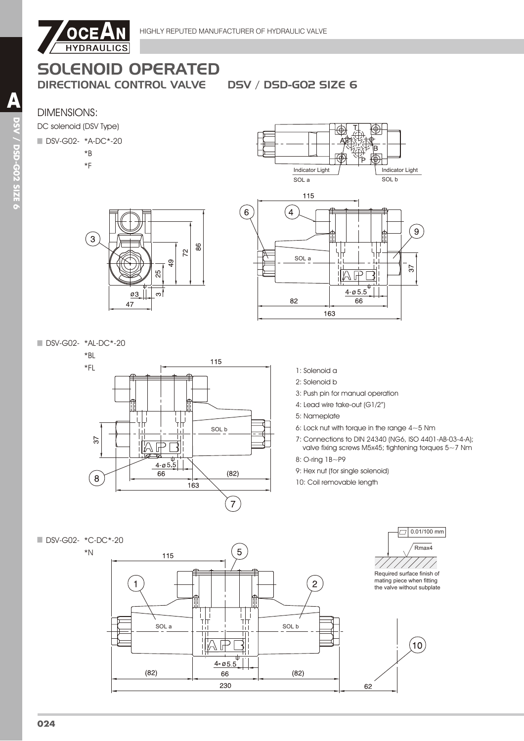# SOLENOID OPERATED

## DIRECTIONAL CONTROL VALVE DSV / DSD-G02 SIZE 6

### DIMENSIONS:

DC solenoid (DSV Type)

- DSV-G02- *A-DC*-20
  *B
  *F

- DSV-G02- *AL-DC*-20
  *BL
  *FL

1: Solenoid a
2: Solenoid b
3: Push pin for manual operation
4: Lead wire take-out (G1/2")
5: Nameplate
6: Lock nut with torque in the range 4~5 Nm
7: Connections to DIN 24340 (NG6, ISO 4401-AB-03-4-A); valve fixing screws M5x45; tightening torques 5~7 Nm
8: O-ring 1B~P9
9: Hex nut (for single solenoid)
10: Coil removable length

- DSV-G02- *C-DC*-20
  *N

0.01/100 mm
Rmax4
Required surface finish of mating piece when fitting the valve without subplate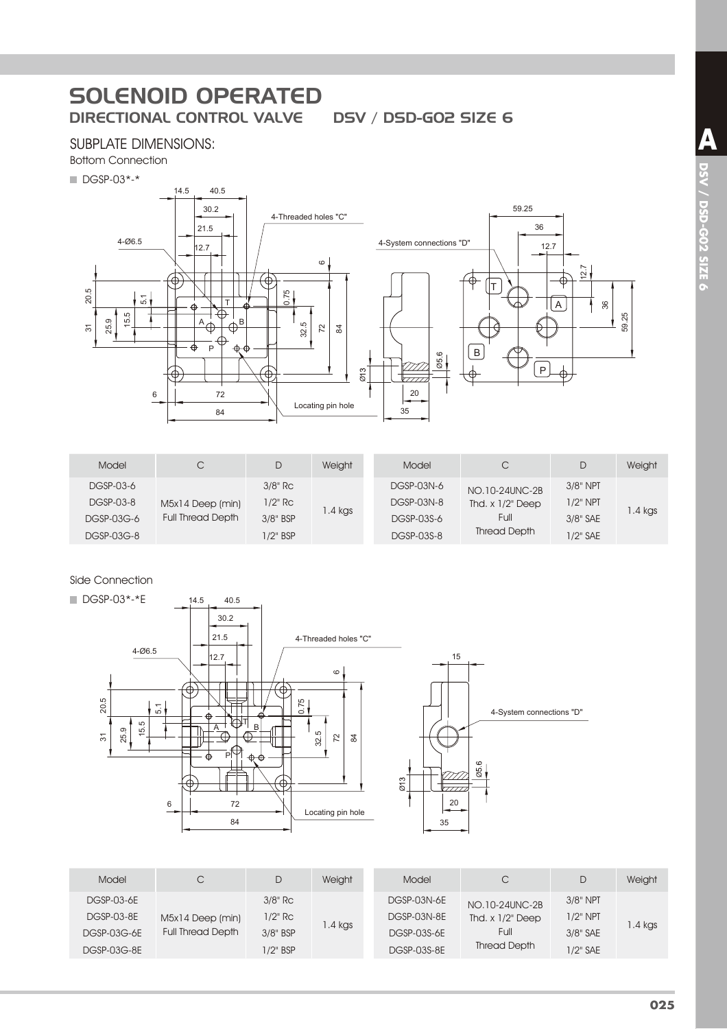# SOLENOID OPERATED
## DIRECTIONAL CONTROL VALVE DSV / DSD-G02 SIZE 6

### SUBPLATE DIMENSIONS:

Bottom Connection

■ DGSP-03*-*

14.5
40.5
30.2
21.5
12.7
4-Ø6.5
4-Threaded holes "C"
6
20.5
5.1
0.75
31
25.9
15.5
T
A
B
P
32.5
72
84
6
72
84
Locating pin hole
Ø13
Ø5.6
20
35
4-System connections "D"
59.25
36
12.7
12.7
T
A
B
P
36
59.25

| Model | C | D | Weight |
|---|---|---|---|
| DGSP-03-6 | M5x14 Deep (min) Full Thread Depth | 3/8" Rc | 1.4 kgs |
| DGSP-03-8 | | 1/2" Rc | |
| DGSP-03G-6 | | 3/8" BSP | |
| DGSP-03G-8 | | 1/2" BSP | |

| Model | C | D | Weight |
|---|---|---|---|
| DGSP-03N-6 | NO.10-24UNC-2B Thd. x 1/2" Deep Full Thread Depth | 3/8" NPT | 1.4 kgs |
| DGSP-03N-8 | | 1/2" NPT | |
| DGSP-03S-6 | | 3/8" SAE | |
| DGSP-03S-8 | | 1/2" SAE | |

Side Connection

■ DGSP-03*-*E

14.5
40.5
30.2
21.5
12.7
4-Ø6.5
4-Threaded holes "C"
6
20.5
5.1
0.75
31
25.9
15.5
T
A
B
P
32.5
72
84
6
72
84
Locating pin hole
15
4-System connections "D"
Ø13
Ø5.6
20
35

| Model | C | D | Weight |
|---|---|---|---|
| DGSP-03-6E | M5x14 Deep (min) Full Thread Depth | 3/8" Rc | 1.4 kgs |
| DGSP-03-8E | | 1/2" Rc | |
| DGSP-03G-6E | | 3/8" BSP | |
| DGSP-03G-8E | | 1/2" BSP | |

| Model | C | D | Weight |
|---|---|---|---|
| DGSP-03N-6E | NO.10-24UNC-2B Thd. x 1/2" Deep Full Thread Depth | 3/8" NPT | 1.4 kgs |
| DGSP-03N-8E | | 1/2" NPT | |
| DGSP-03S-6E | | 3/8" SAE | |
| DGSP-03S-8E | | 1/2" SAE | |